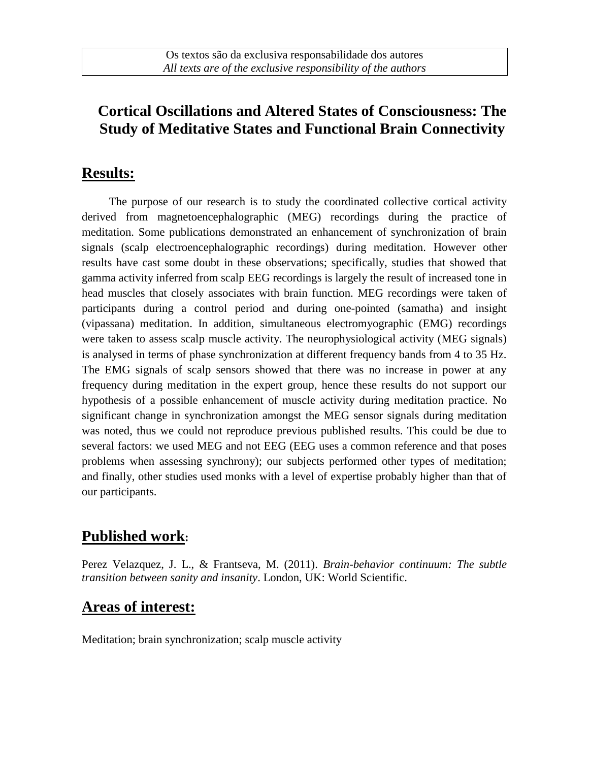Os textos são da exclusiva responsabilidade dos autores
*All texts are of the exclusive responsibility of the authors*

# Cortical Oscillations and Altered States of Consciousness: The Study of Meditative States and Functional Brain Connectivity

## Results:

The purpose of our research is to study the coordinated collective cortical activity derived from magnetoencephalographic (MEG) recordings during the practice of meditation. Some publications demonstrated an enhancement of synchronization of brain signals (scalp electroencephalographic recordings) during meditation. However other results have cast some doubt in these observations; specifically, studies that showed that gamma activity inferred from scalp EEG recordings is largely the result of increased tone in head muscles that closely associates with brain function. MEG recordings were taken of participants during a control period and during one-pointed (samatha) and insight (vipassana) meditation. In addition, simultaneous electromyographic (EMG) recordings were taken to assess scalp muscle activity. The neurophysiological activity (MEG signals) is analysed in terms of phase synchronization at different frequency bands from 4 to 35 Hz. The EMG signals of scalp sensors showed that there was no increase in power at any frequency during meditation in the expert group, hence these results do not support our hypothesis of a possible enhancement of muscle activity during meditation practice. No significant change in synchronization amongst the MEG sensor signals during meditation was noted, thus we could not reproduce previous published results. This could be due to several factors: we used MEG and not EEG (EEG uses a common reference and that poses problems when assessing synchrony); our subjects performed other types of meditation; and finally, other studies used monks with a level of expertise probably higher than that of our participants.

## Published work:

Perez Velazquez, J. L., & Frantseva, M. (2011). *Brain-behavior continuum: The subtle transition between sanity and insanity*. London, UK: World Scientific.

## Areas of interest:

Meditation; brain synchronization; scalp muscle activity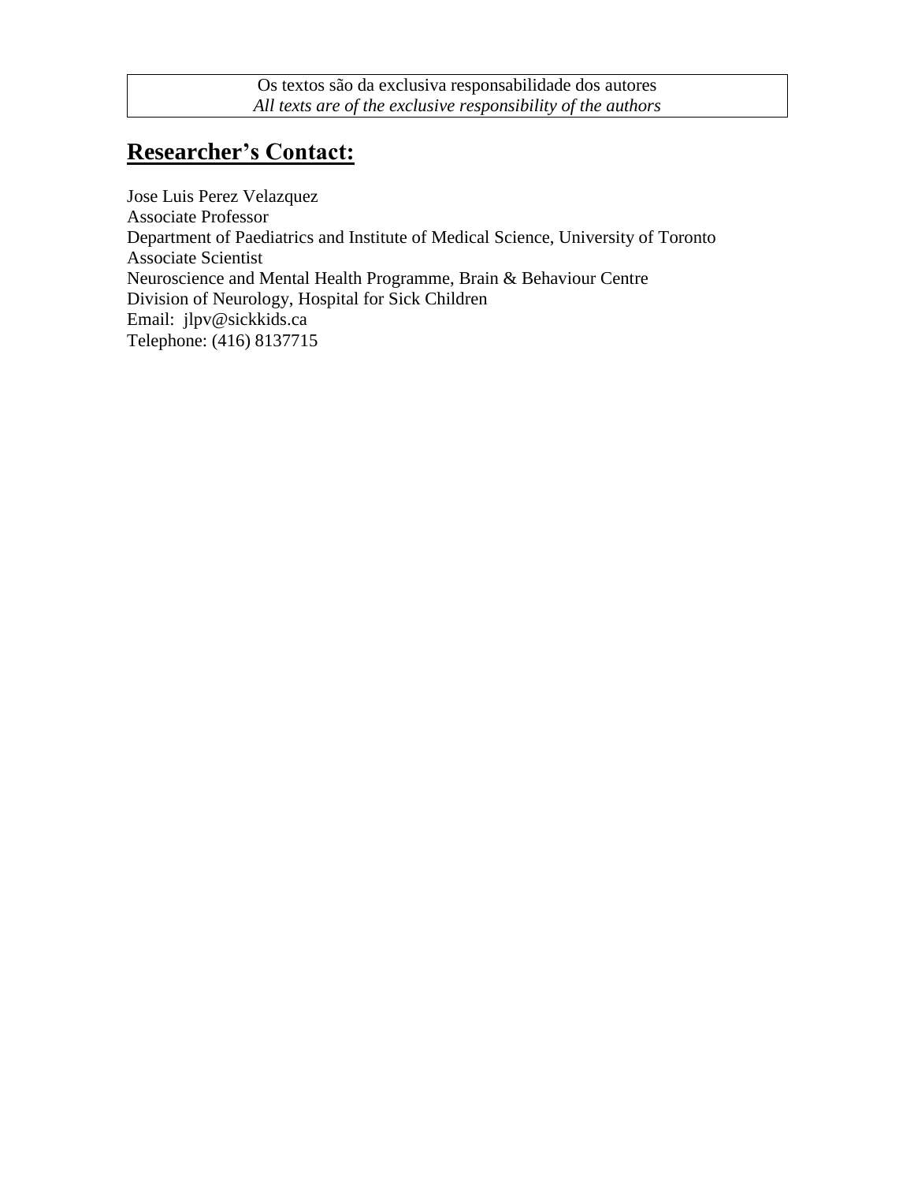| Os textos são da exclusiva responsabilidade dos autores<br>*All texts are of the exclusive responsibility of the authors* |
| --- |

## **Researcher's Contact:**

Jose Luis Perez Velazquez
Associate Professor
Department of Paediatrics and Institute of Medical Science, University of Toronto
Associate Scientist
Neuroscience and Mental Health Programme, Brain & Behaviour Centre
Division of Neurology, Hospital for Sick Children
Email: jlpv@sickkids.ca
Telephone: (416) 8137715